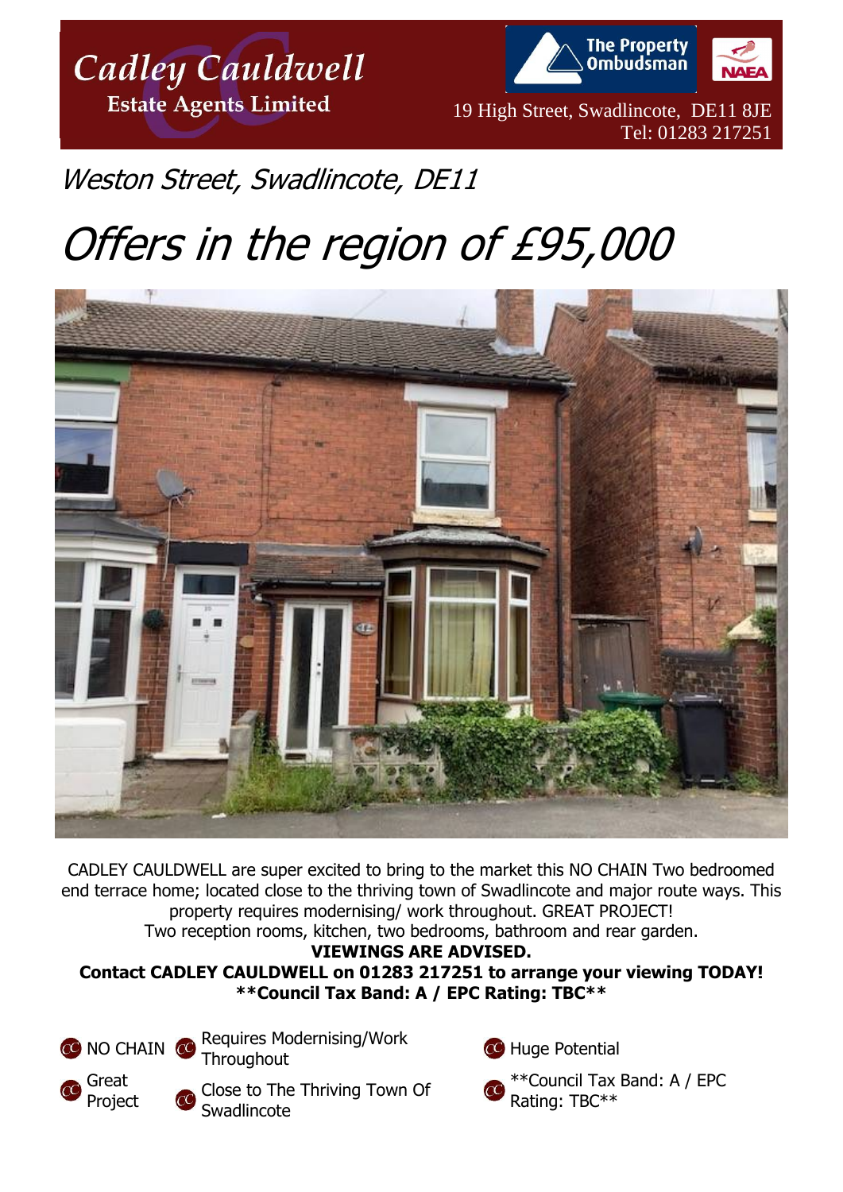# Cadley Cauldwell

**Estate Agents Limited**

The Property Ombudsman · NAEA

19 High Street, Swadlincote, DE11 8JE
Tel: 01283 217251

## *Weston Street, Swadlincote, DE11*

# *Offers in the region of £95,000*

CADLEY CAULDWELL are super excited to bring to the market this NO CHAIN Two bedroomed end terrace home; located close to the thriving town of Swadlincote and major route ways. This property requires modernising/ work throughout. GREAT PROJECT!
Two reception rooms, kitchen, two bedrooms, bathroom and rear garden.

**VIEWINGS ARE ADVISED.**

**Contact CADLEY CAULDWELL on 01283 217251 to arrange your viewing TODAY!**

****Council Tax Band: A / EPC Rating: TBC****

- NO CHAIN
- Requires Modernising/Work Throughout
- Huge Potential
- Great Project
- Close to The Thriving Town Of Swadlincote
- **Council Tax Band: A / EPC Rating: TBC**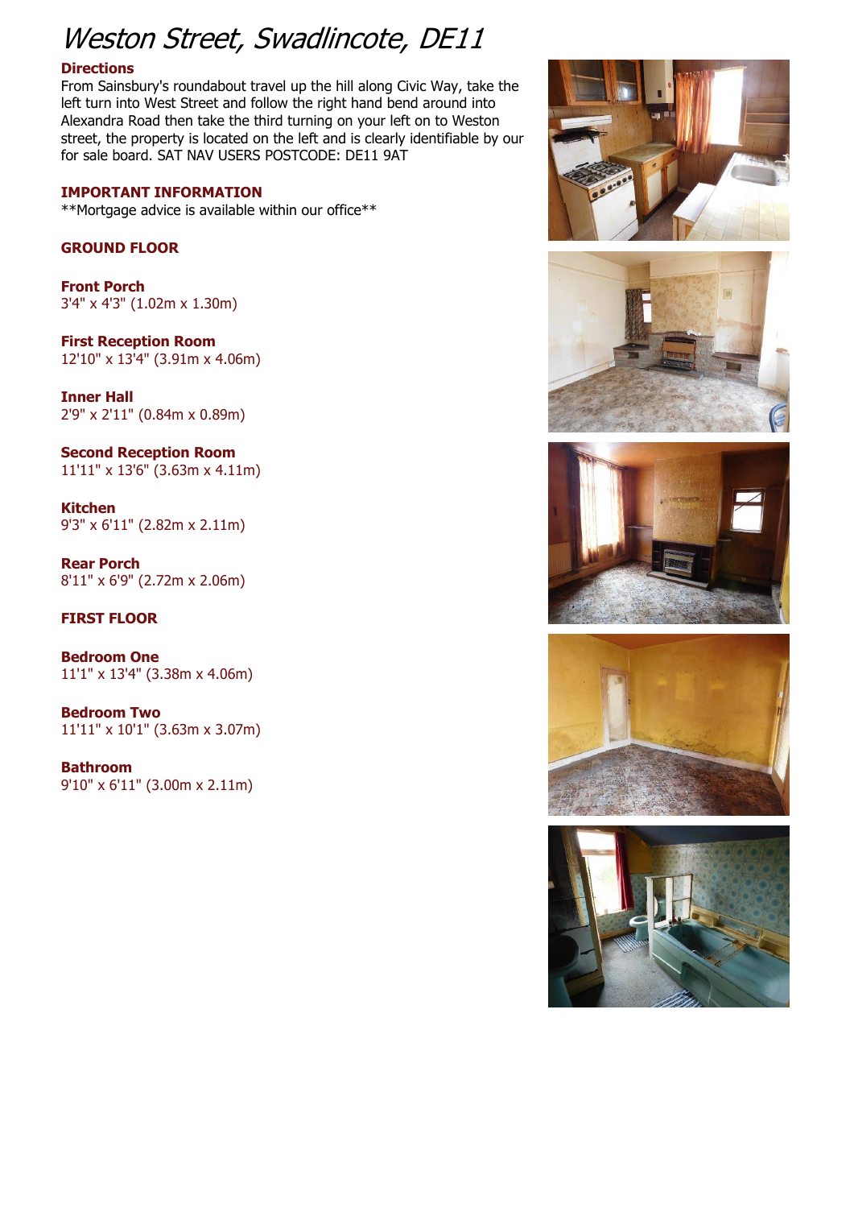# Weston Street, Swadlincote, DE11

### Directions

From Sainsbury's roundabout travel up the hill along Civic Way, take the left turn into West Street and follow the right hand bend around into Alexandra Road then take the third turning on your left on to Weston street, the property is located on the left and is clearly identifiable by our for sale board. SAT NAV USERS POSTCODE: DE11 9AT

### IMPORTANT INFORMATION

**Mortgage advice is available within our office**

### GROUND FLOOR

**Front Porch**
3'4" x 4'3" (1.02m x 1.30m)

**First Reception Room**
12'10" x 13'4" (3.91m x 4.06m)

**Inner Hall**
2'9" x 2'11" (0.84m x 0.89m)

**Second Reception Room**
11'11" x 13'6" (3.63m x 4.11m)

**Kitchen**
9'3" x 6'11" (2.82m x 2.11m)

**Rear Porch**
8'11" x 6'9" (2.72m x 2.06m)

### FIRST FLOOR

**Bedroom One**
11'1" x 13'4" (3.38m x 4.06m)

**Bedroom Two**
11'11" x 10'1" (3.63m x 3.07m)

**Bathroom**
9'10" x 6'11" (3.00m x 2.11m)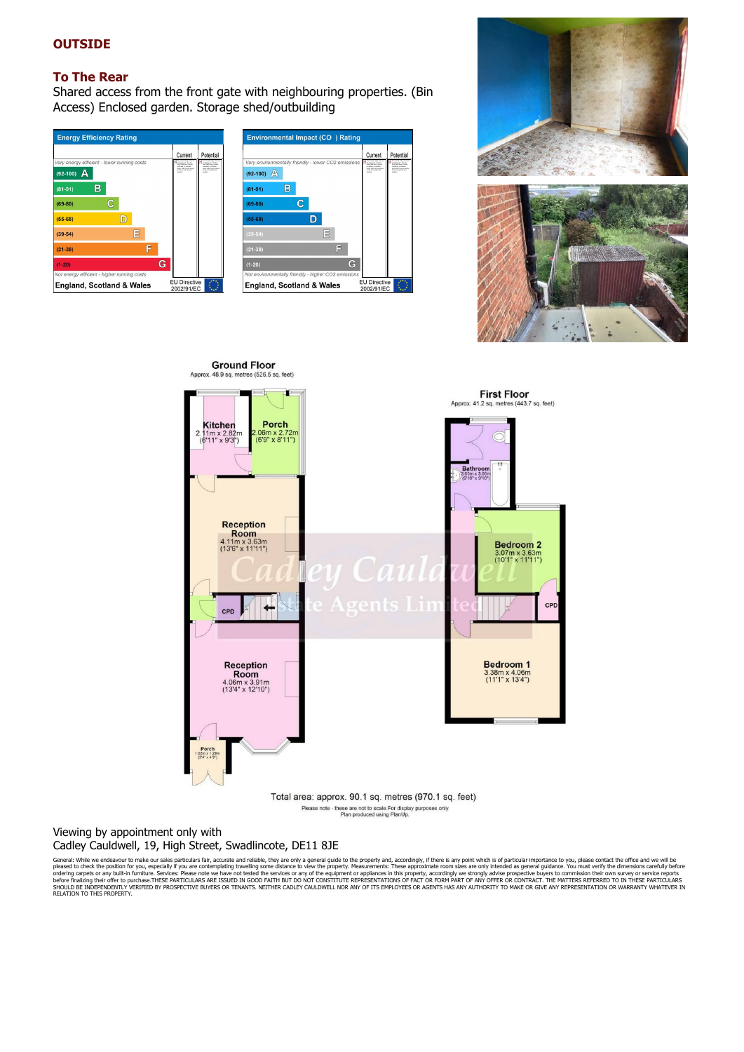## OUTSIDE

### To The Rear

Shared access from the front gate with neighbouring properties. (Bin Access) Enclosed garden. Storage shed/outbuilding

Energy Efficiency Rating

Current | Potential

Very energy efficient - lower running costs

(92-100) A

(81-91) B

(69-80) C

(55-68) D

(39-54) E

(21-38) F

(1-20) G

Not energy efficient - higher running costs

England, Scotland & Wales | EU Directive 2002/91/EC

Environmental Impact ($CO_2$) Rating

Current | Potential

Very environmentally friendly - lower CO2 emissions

(92-100) A

(81-91) B

(69-80) C

(55-68) D

(39-54) E

(21-38) F

(1-20) G

Not environmentally friendly - higher CO2 emissions

England, Scotland & Wales | EU Directive 2002/91/EC

Ground Floor
Approx. 48.9 sq. metres (526.5 sq. feet)

Kitchen
2.11m x 2.82m
(6'11" x 9'3")

Porch
2.06m x 2.72m
(6'9" x 8'11")

Reception Room
4.11m x 3.63m
(13'6" x 11'11")

CPD

Reception Room
4.06m x 3.91m
(13'4" x 12'10")

Porch
1.02m x 1.29m
(3'4" x 4'3")

First Floor
Approx. 41.2 sq. metres (443.7 sq. feet)

Bathroom
3.00m x 3.00m
(9'10" x 9'10")

Bedroom 2
3.07m x 3.63m
(10'1" x 11'11")

CPD

Bedroom 1
3.38m x 4.06m
(11'1" x 13'4")

Cadley Caudwell Estate Agents Limited

Total area: approx. 90.1 sq. metres (970.1 sq. feet)

Please note - these are not to scale.For display purposes only
Plan produced using PlanUp.

Viewing by appointment only with
Cadley Cauldwell, 19, High Street, Swadlincote, DE11 8JE

General: While we endeavour to make our sales particulars fair, accurate and reliable, they are only a general guide to the property and, accordingly, if there is any point which is of particular importance to you, please contact the office and we will be pleased to check the position for you, especially if you are contemplating travelling some distance to view the property. Measurements: These approximate room sizes are only intended as general guidance. You must verify the dimensions carefully before ordering carpets or any built-in furniture. Services: Please note we have not tested the services or any of the equipment or appliances in this property, accordingly we strongly advise prospective buyers to commission their own survey or service reports before finalizing their offer to purchase.THESE PARTICULARS ARE ISSUED IN GOOD FAITH BUT DO NOT CONSTITUTE REPRESENTATIONS OF FACT OR FORM PART OF ANY OFFER OR CONTRACT. THE MATTERS REFERRED TO IN THESE PARTICULARS SHOULD BE INDEPENDENTLY VERIFIED BY PROSPECTIVE BUYERS OR TENANTS. NEITHER CADLEY CAULDWELL NOR ANY OF ITS EMPLOYEES OR AGENTS HAS ANY AUTHORITY TO MAKE OR GIVE ANY REPRESENTATION OR WARRANTY WHATEVER IN RELATION TO THIS PROPERTY.